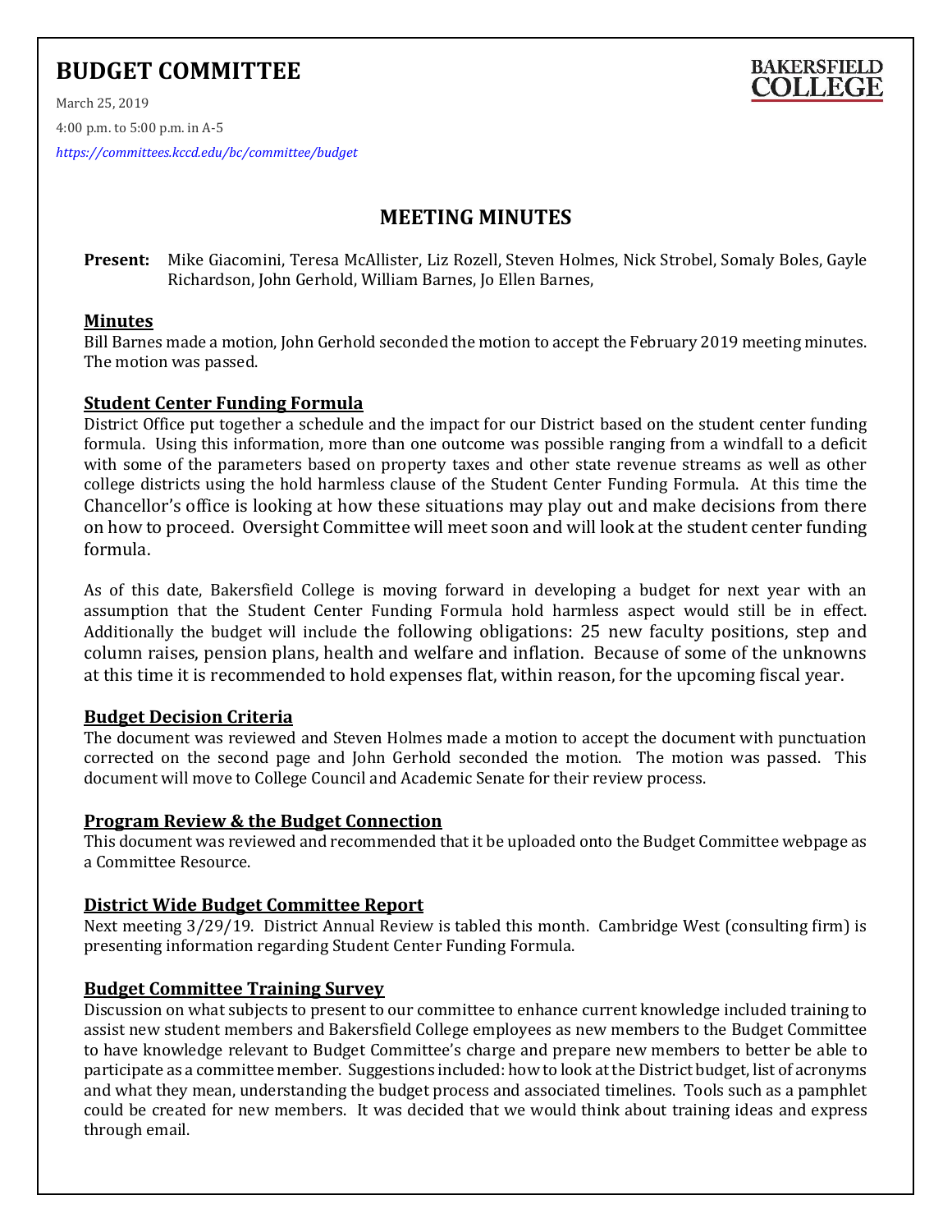# BUDGET COMMITTEE

BAKERSFIELD COLLEGE

March 25, 2019

4:00 p.m. to 5:00 p.m. in A-5

*https://committees.kccd.edu/bc/committee/budget*

## MEETING MINUTES

**Present:** Mike Giacomini, Teresa McAllister, Liz Rozell, Steven Holmes, Nick Strobel, Somaly Boles, Gayle Richardson, John Gerhold, William Barnes, Jo Ellen Barnes,

### Minutes

Bill Barnes made a motion, John Gerhold seconded the motion to accept the February 2019 meeting minutes. The motion was passed.

### Student Center Funding Formula

District Office put together a schedule and the impact for our District based on the student center funding formula. Using this information, more than one outcome was possible ranging from a windfall to a deficit with some of the parameters based on property taxes and other state revenue streams as well as other college districts using the hold harmless clause of the Student Center Funding Formula. At this time the Chancellor's office is looking at how these situations may play out and make decisions from there on how to proceed. Oversight Committee will meet soon and will look at the student center funding formula.

As of this date, Bakersfield College is moving forward in developing a budget for next year with an assumption that the Student Center Funding Formula hold harmless aspect would still be in effect. Additionally the budget will include the following obligations: 25 new faculty positions, step and column raises, pension plans, health and welfare and inflation. Because of some of the unknowns at this time it is recommended to hold expenses flat, within reason, for the upcoming fiscal year.

### Budget Decision Criteria

The document was reviewed and Steven Holmes made a motion to accept the document with punctuation corrected on the second page and John Gerhold seconded the motion. The motion was passed. This document will move to College Council and Academic Senate for their review process.

### Program Review & the Budget Connection

This document was reviewed and recommended that it be uploaded onto the Budget Committee webpage as a Committee Resource.

### District Wide Budget Committee Report

Next meeting 3/29/19. District Annual Review is tabled this month. Cambridge West (consulting firm) is presenting information regarding Student Center Funding Formula.

### Budget Committee Training Survey

Discussion on what subjects to present to our committee to enhance current knowledge included training to assist new student members and Bakersfield College employees as new members to the Budget Committee to have knowledge relevant to Budget Committee's charge and prepare new members to better be able to participate as a committee member. Suggestions included: how to look at the District budget, list of acronyms and what they mean, understanding the budget process and associated timelines. Tools such as a pamphlet could be created for new members. It was decided that we would think about training ideas and express through email.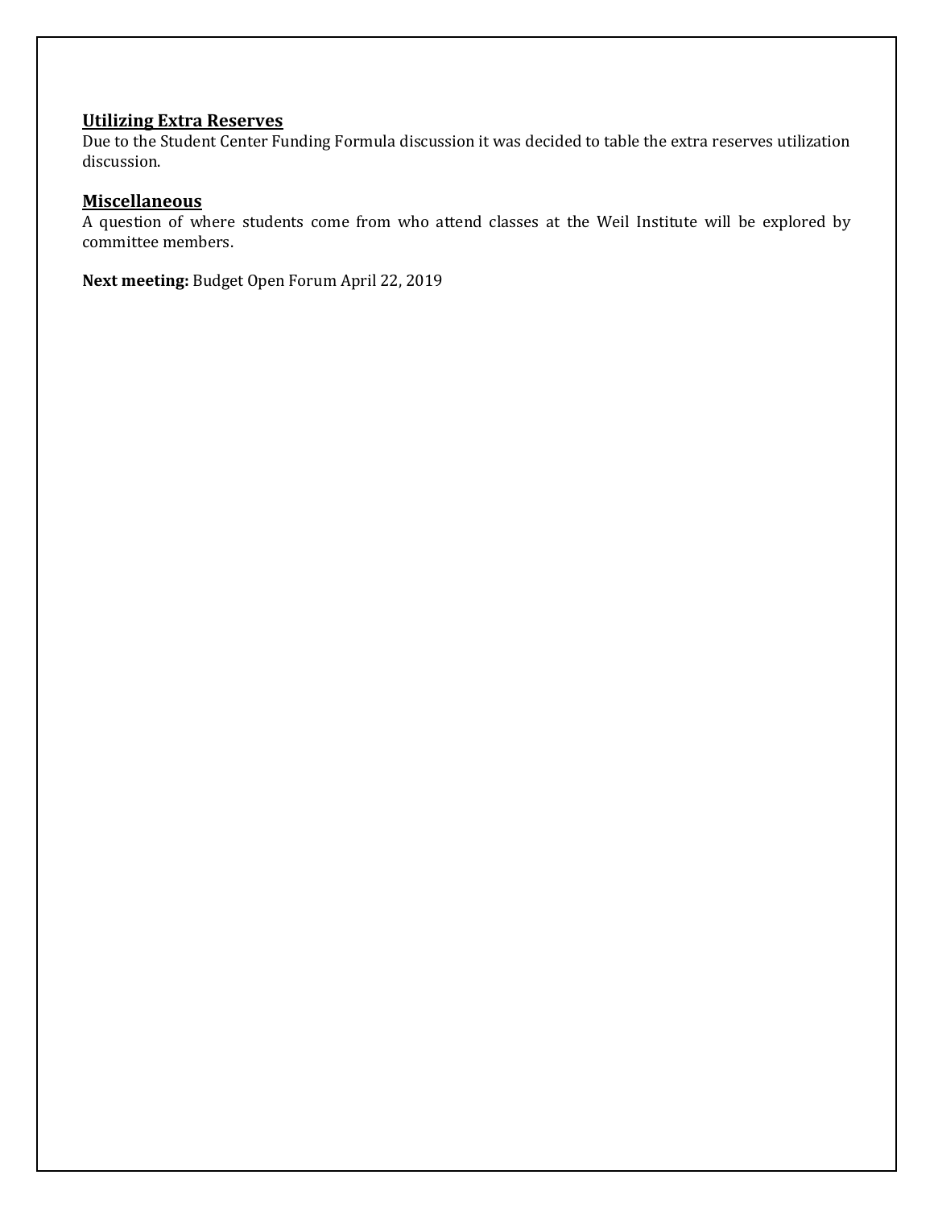## Utilizing Extra Reserves

Due to the Student Center Funding Formula discussion it was decided to table the extra reserves utilization discussion.

## Miscellaneous

A question of where students come from who attend classes at the Weil Institute will be explored by committee members.

**Next meeting:** Budget Open Forum April 22, 2019